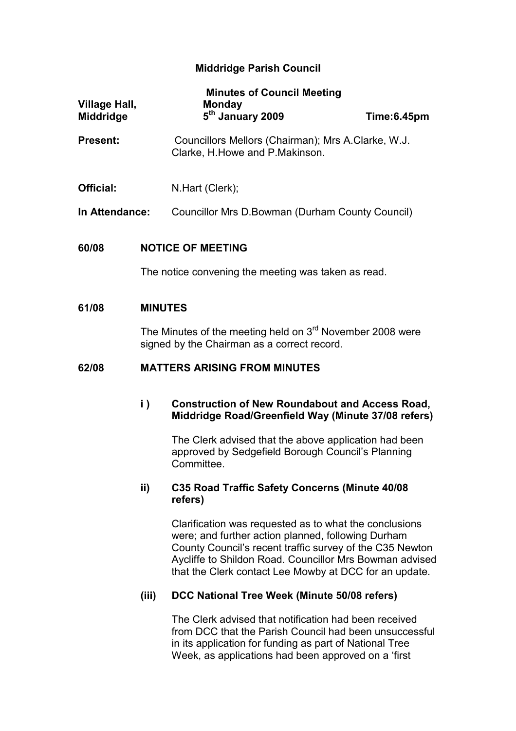# Middridge Parish Council

## Minutes of Council Meeting

**Village Hall, Middridge** | **Monday 5th January 2009** | **Time:6.45pm**

**Present:** Councillors Mellors (Chairman); Mrs A.Clarke, W.J. Clarke, H.Howe and P.Makinson.

**Official:** N.Hart (Clerk);

**In Attendance:** Councillor Mrs D.Bowman (Durham County Council)

### 60/08 NOTICE OF MEETING

The notice convening the meeting was taken as read.

### 61/08 MINUTES

The Minutes of the meeting held on 3rd November 2008 were signed by the Chairman as a correct record.

### 62/08 MATTERS ARISING FROM MINUTES

**i ) Construction of New Roundabout and Access Road, Middridge Road/Greenfield Way (Minute 37/08 refers)**

The Clerk advised that the above application had been approved by Sedgefield Borough Council's Planning Committee.

**ii) C35 Road Traffic Safety Concerns (Minute 40/08 refers)**

Clarification was requested as to what the conclusions were; and further action planned, following Durham County Council's recent traffic survey of the C35 Newton Aycliffe to Shildon Road. Councillor Mrs Bowman advised that the Clerk contact Lee Mowby at DCC for an update.

**(iii) DCC National Tree Week (Minute 50/08 refers)**

The Clerk advised that notification had been received from DCC that the Parish Council had been unsuccessful in its application for funding as part of National Tree Week, as applications had been approved on a 'first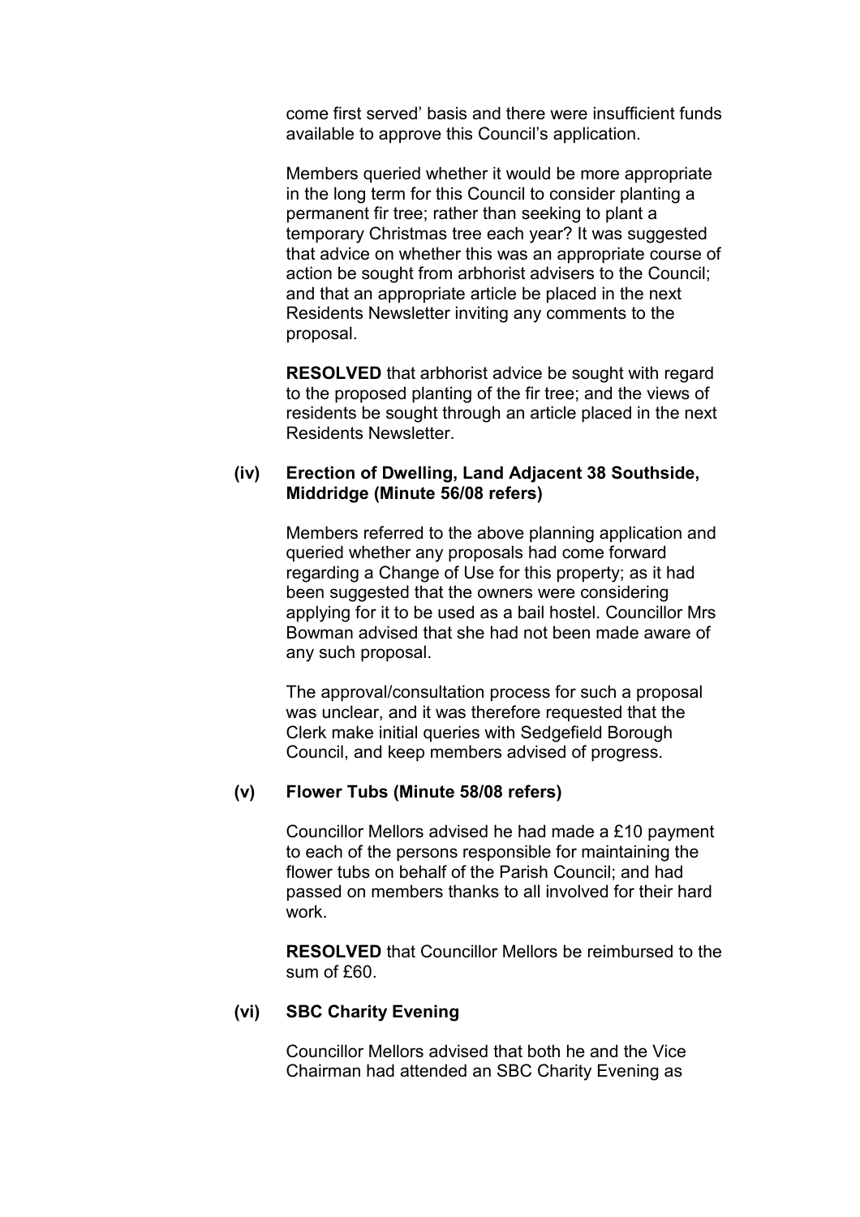come first served' basis and there were insufficient funds available to approve this Council's application.

Members queried whether it would be more appropriate in the long term for this Council to consider planting a permanent fir tree; rather than seeking to plant a temporary Christmas tree each year? It was suggested that advice on whether this was an appropriate course of action be sought from arbhorist advisers to the Council; and that an appropriate article be placed in the next Residents Newsletter inviting any comments to the proposal.

**RESOLVED** that arbhorist advice be sought with regard to the proposed planting of the fir tree; and the views of residents be sought through an article placed in the next Residents Newsletter.

**(iv) Erection of Dwelling, Land Adjacent 38 Southside, Middridge (Minute 56/08 refers)**

Members referred to the above planning application and queried whether any proposals had come forward regarding a Change of Use for this property; as it had been suggested that the owners were considering applying for it to be used as a bail hostel. Councillor Mrs Bowman advised that she had not been made aware of any such proposal.

The approval/consultation process for such a proposal was unclear, and it was therefore requested that the Clerk make initial queries with Sedgefield Borough Council, and keep members advised of progress.

**(v) Flower Tubs (Minute 58/08 refers)**

Councillor Mellors advised he had made a £10 payment to each of the persons responsible for maintaining the flower tubs on behalf of the Parish Council; and had passed on members thanks to all involved for their hard work.

**RESOLVED** that Councillor Mellors be reimbursed to the sum of £60.

**(vi) SBC Charity Evening**

Councillor Mellors advised that both he and the Vice Chairman had attended an SBC Charity Evening as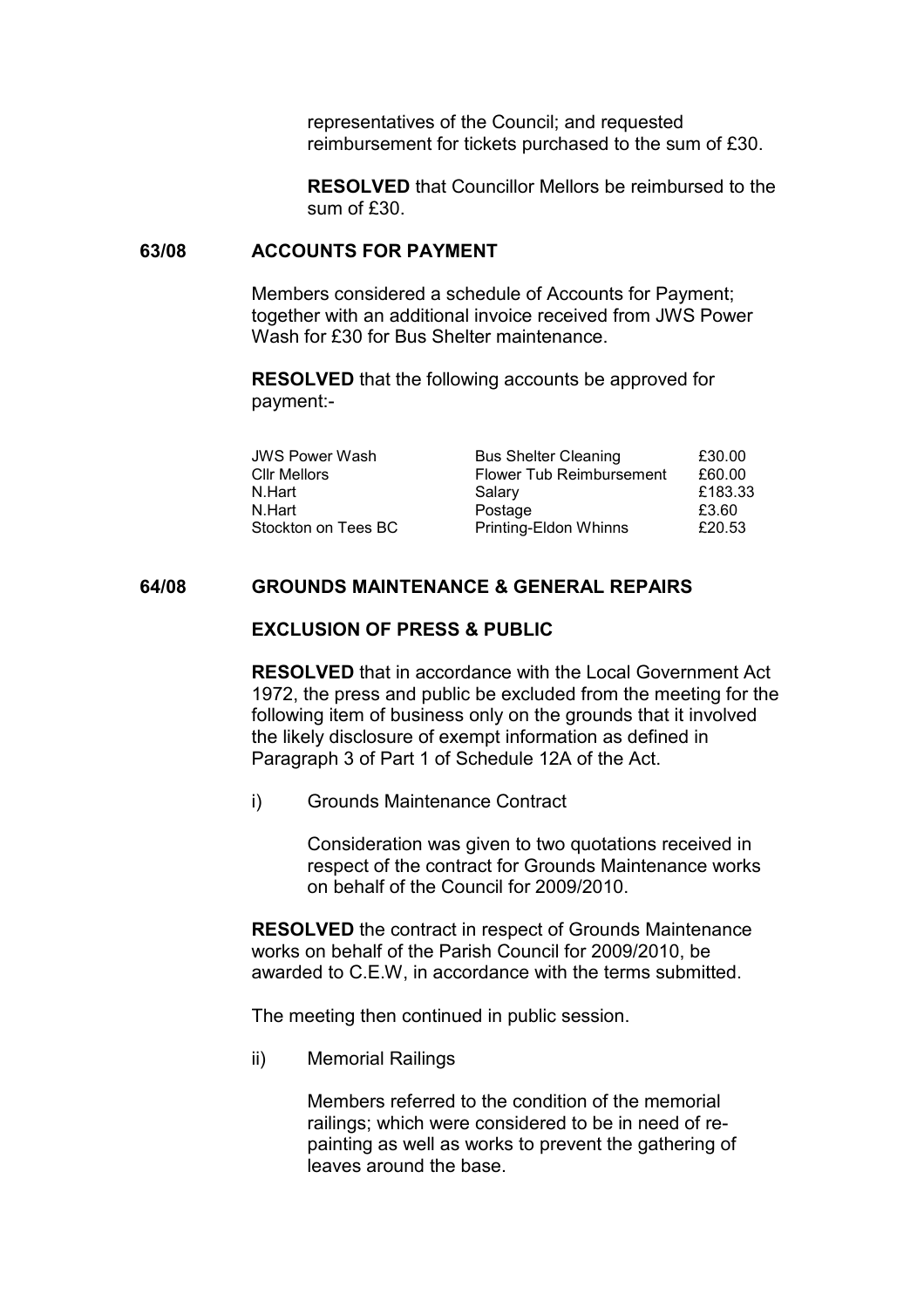representatives of the Council; and requested reimbursement for tickets purchased to the sum of £30.

**RESOLVED** that Councillor Mellors be reimbursed to the sum of £30.

## 63/08 ACCOUNTS FOR PAYMENT

Members considered a schedule of Accounts for Payment; together with an additional invoice received from JWS Power Wash for £30 for Bus Shelter maintenance.

**RESOLVED** that the following accounts be approved for payment:-

| | | |
|---|---|---|
| JWS Power Wash | Bus Shelter Cleaning | £30.00 |
| Cllr Mellors | Flower Tub Reimbursement | £60.00 |
| N.Hart | Salary | £183.33 |
| N.Hart | Postage | £3.60 |
| Stockton on Tees BC | Printing-Eldon Whinns | £20.53 |

## 64/08 GROUNDS MAINTENANCE & GENERAL REPAIRS

### EXCLUSION OF PRESS & PUBLIC

**RESOLVED** that in accordance with the Local Government Act 1972, the press and public be excluded from the meeting for the following item of business only on the grounds that it involved the likely disclosure of exempt information as defined in Paragraph 3 of Part 1 of Schedule 12A of the Act.

i) Grounds Maintenance Contract

Consideration was given to two quotations received in respect of the contract for Grounds Maintenance works on behalf of the Council for 2009/2010.

**RESOLVED** the contract in respect of Grounds Maintenance works on behalf of the Parish Council for 2009/2010, be awarded to C.E.W, in accordance with the terms submitted.

The meeting then continued in public session.

ii) Memorial Railings

Members referred to the condition of the memorial railings; which were considered to be in need of re-painting as well as works to prevent the gathering of leaves around the base.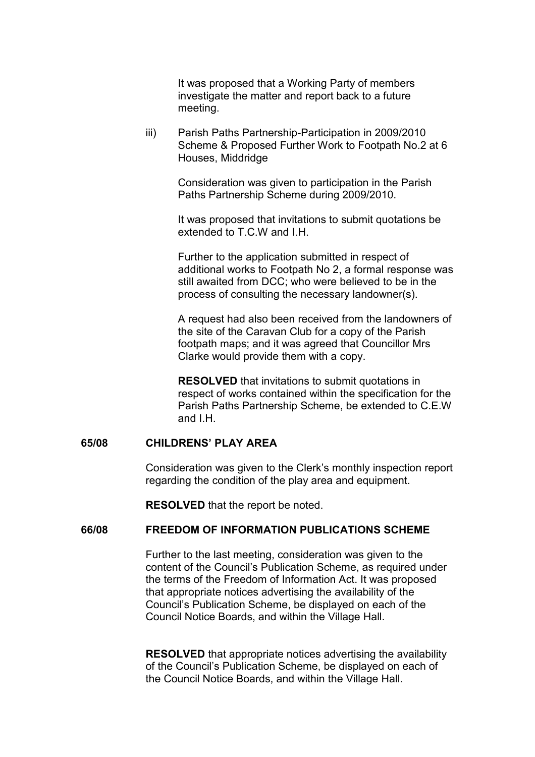It was proposed that a Working Party of members investigate the matter and report back to a future meeting.

iii) Parish Paths Partnership-Participation in 2009/2010 Scheme & Proposed Further Work to Footpath No.2 at 6 Houses, Middridge

Consideration was given to participation in the Parish Paths Partnership Scheme during 2009/2010.

It was proposed that invitations to submit quotations be extended to T.C.W and I.H.

Further to the application submitted in respect of additional works to Footpath No 2, a formal response was still awaited from DCC; who were believed to be in the process of consulting the necessary landowner(s).

A request had also been received from the landowners of the site of the Caravan Club for a copy of the Parish footpath maps; and it was agreed that Councillor Mrs Clarke would provide them with a copy.

**RESOLVED** that invitations to submit quotations in respect of works contained within the specification for the Parish Paths Partnership Scheme, be extended to C.E.W and I.H.

**65/08 CHILDRENS' PLAY AREA**

Consideration was given to the Clerk's monthly inspection report regarding the condition of the play area and equipment.

**RESOLVED** that the report be noted.

**66/08 FREEDOM OF INFORMATION PUBLICATIONS SCHEME**

Further to the last meeting, consideration was given to the content of the Council's Publication Scheme, as required under the terms of the Freedom of Information Act. It was proposed that appropriate notices advertising the availability of the Council's Publication Scheme, be displayed on each of the Council Notice Boards, and within the Village Hall.

**RESOLVED** that appropriate notices advertising the availability of the Council's Publication Scheme, be displayed on each of the Council Notice Boards, and within the Village Hall.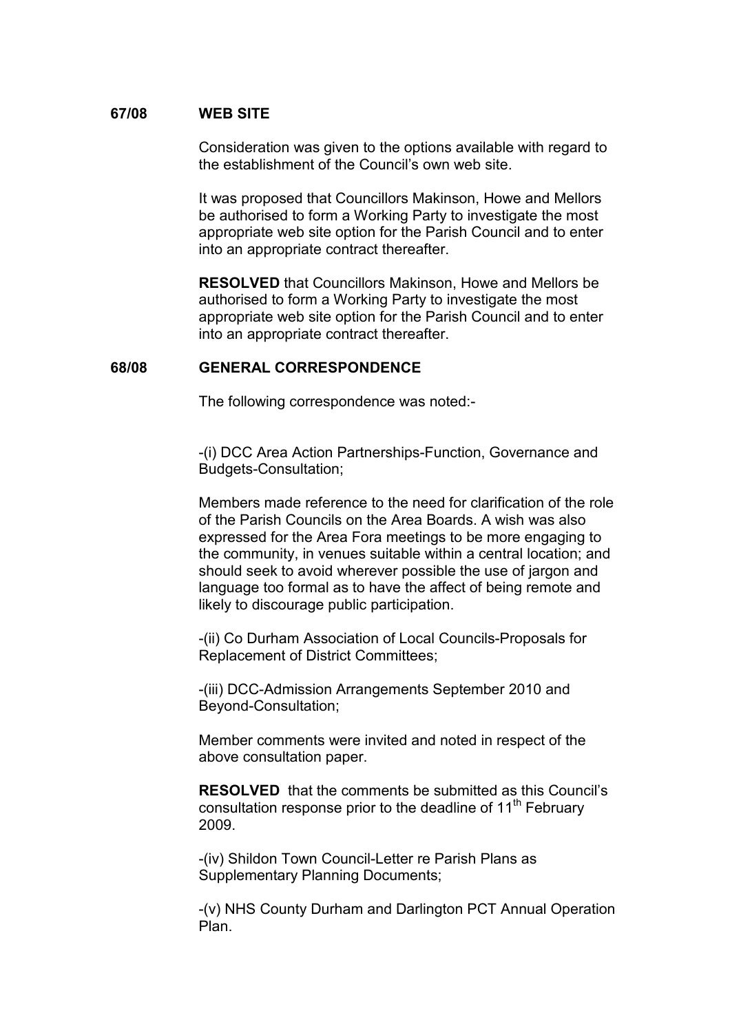## 67/08 WEB SITE

Consideration was given to the options available with regard to the establishment of the Council's own web site.

It was proposed that Councillors Makinson, Howe and Mellors be authorised to form a Working Party to investigate the most appropriate web site option for the Parish Council and to enter into an appropriate contract thereafter.

**RESOLVED** that Councillors Makinson, Howe and Mellors be authorised to form a Working Party to investigate the most appropriate web site option for the Parish Council and to enter into an appropriate contract thereafter.

## 68/08 GENERAL CORRESPONDENCE

The following correspondence was noted:-

-(i) DCC Area Action Partnerships-Function, Governance and Budgets-Consultation;

Members made reference to the need for clarification of the role of the Parish Councils on the Area Boards. A wish was also expressed for the Area Fora meetings to be more engaging to the community, in venues suitable within a central location; and should seek to avoid wherever possible the use of jargon and language too formal as to have the affect of being remote and likely to discourage public participation.

-(ii) Co Durham Association of Local Councils-Proposals for Replacement of District Committees;

-(iii) DCC-Admission Arrangements September 2010 and Beyond-Consultation;

Member comments were invited and noted in respect of the above consultation paper.

**RESOLVED** that the comments be submitted as this Council's consultation response prior to the deadline of 11th February 2009.

-(iv) Shildon Town Council-Letter re Parish Plans as Supplementary Planning Documents;

-(v) NHS County Durham and Darlington PCT Annual Operation Plan.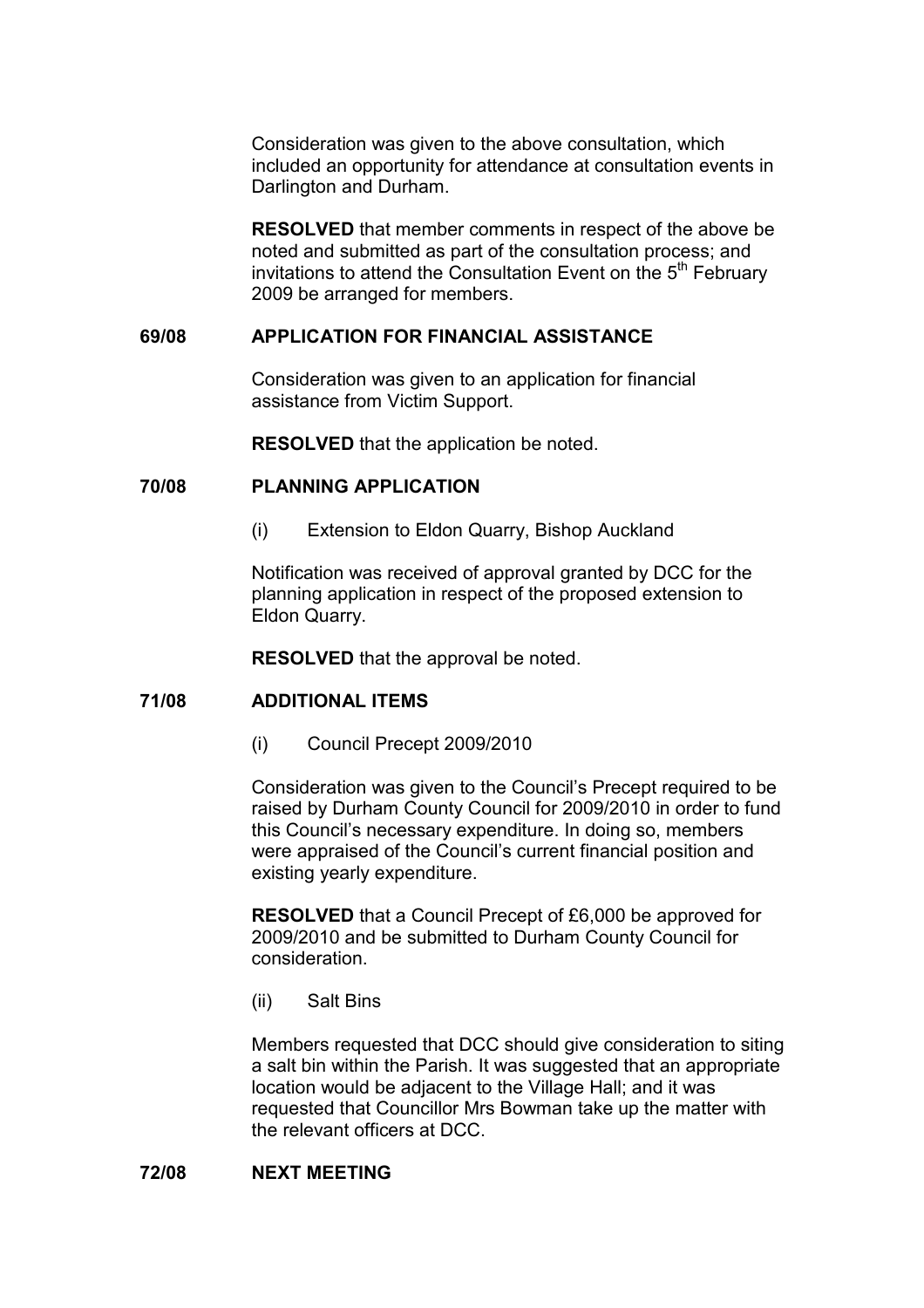Consideration was given to the above consultation, which included an opportunity for attendance at consultation events in Darlington and Durham.

**RESOLVED** that member comments in respect of the above be noted and submitted as part of the consultation process; and invitations to attend the Consultation Event on the 5th February 2009 be arranged for members.

## 69/08 APPLICATION FOR FINANCIAL ASSISTANCE

Consideration was given to an application for financial assistance from Victim Support.

**RESOLVED** that the application be noted.

## 70/08 PLANNING APPLICATION

(i) Extension to Eldon Quarry, Bishop Auckland

Notification was received of approval granted by DCC for the planning application in respect of the proposed extension to Eldon Quarry.

**RESOLVED** that the approval be noted.

## 71/08 ADDITIONAL ITEMS

(i) Council Precept 2009/2010

Consideration was given to the Council's Precept required to be raised by Durham County Council for 2009/2010 in order to fund this Council's necessary expenditure. In doing so, members were appraised of the Council's current financial position and existing yearly expenditure.

**RESOLVED** that a Council Precept of £6,000 be approved for 2009/2010 and be submitted to Durham County Council for consideration.

(ii) Salt Bins

Members requested that DCC should give consideration to siting a salt bin within the Parish. It was suggested that an appropriate location would be adjacent to the Village Hall; and it was requested that Councillor Mrs Bowman take up the matter with the relevant officers at DCC.

## 72/08 NEXT MEETING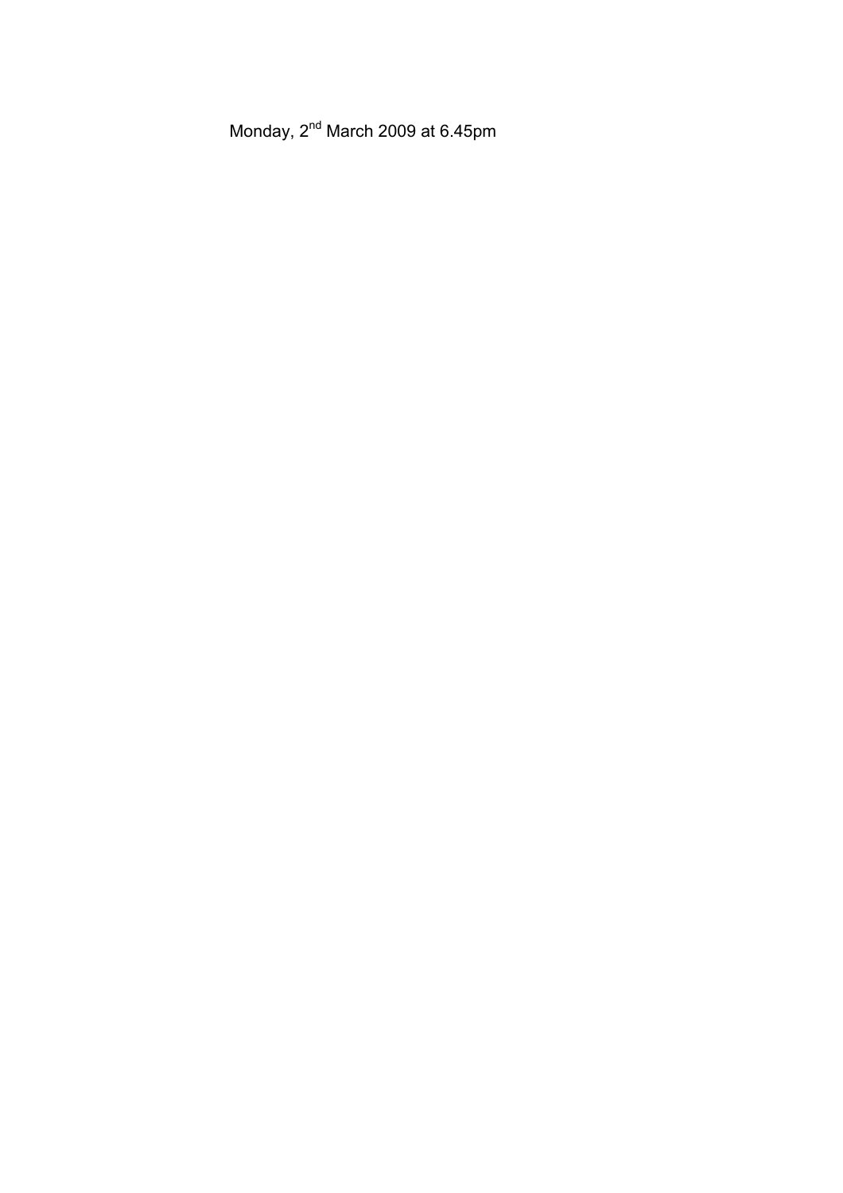Monday, 2nd March 2009 at 6.45pm